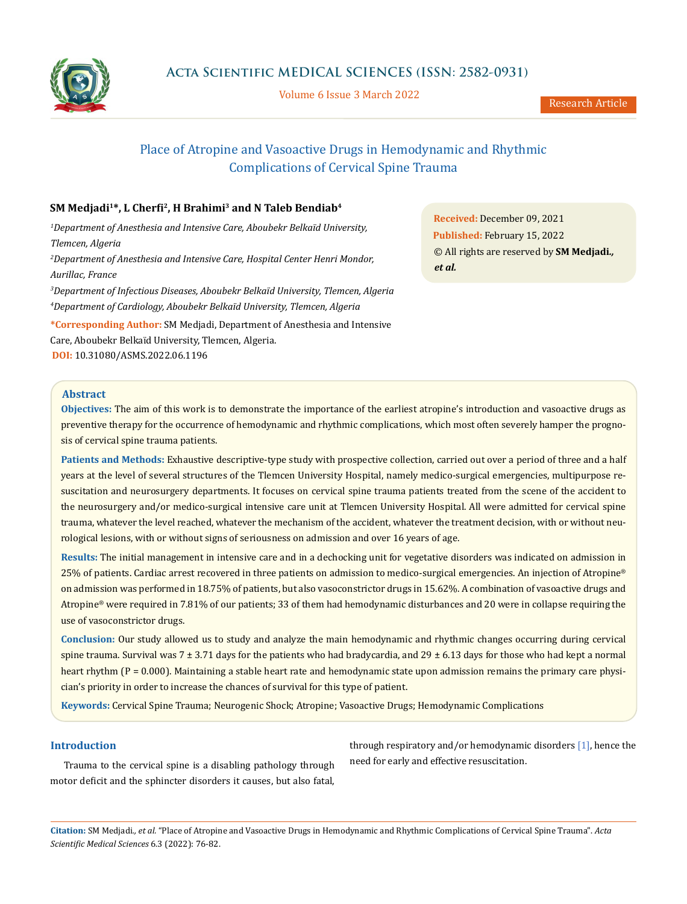Research Article

# Place of Atropine and Vasoactive Drugs in Hemodynamic and Rhythmic Complications of Cervical Spine Trauma

**SM Medjadi[1]*, L Cherfi[2], H Brahimi[3] and N Taleb Bendiab[4]**

[1]*Department of Anesthesia and Intensive Care, Aboubekr Belkaïd University, Tlemcen, Algeria*

[2]*Department of Anesthesia and Intensive Care, Hospital Center Henri Mondor, Aurillac, France*

[3]*Department of Infectious Diseases, Aboubekr Belkaïd University, Tlemcen, Algeria*

[4]*Department of Cardiology, Aboubekr Belkaïd University, Tlemcen, Algeria*

**\*Corresponding Author:** SM Medjadi, Department of Anesthesia and Intensive Care, Aboubekr Belkaïd University, Tlemcen, Algeria.

**DOI:** 10.31080/ASMS.2022.06.1196

**Received:** December 09, 2021
**Published:** February 15, 2022
© All rights are reserved by **SM Medjadi., *et al.***

## Abstract

**Objectives:** The aim of this work is to demonstrate the importance of the earliest atropine's introduction and vasoactive drugs as preventive therapy for the occurrence of hemodynamic and rhythmic complications, which most often severely hamper the prognosis of cervical spine trauma patients.

**Patients and Methods:** Exhaustive descriptive-type study with prospective collection, carried out over a period of three and a half years at the level of several structures of the Tlemcen University Hospital, namely medico-surgical emergencies, multipurpose resuscitation and neurosurgery departments. It focuses on cervical spine trauma patients treated from the scene of the accident to the neurosurgery and/or medico-surgical intensive care unit at Tlemcen University Hospital. All were admitted for cervical spine trauma, whatever the level reached, whatever the mechanism of the accident, whatever the treatment decision, with or without neurological lesions, with or without signs of seriousness on admission and over 16 years of age.

**Results:** The initial management in intensive care and in a dechocking unit for vegetative disorders was indicated on admission in 25% of patients. Cardiac arrest recovered in three patients on admission to medico-surgical emergencies. An injection of Atropine® on admission was performed in 18.75% of patients, but also vasoconstrictor drugs in 15.62%. A combination of vasoactive drugs and Atropine® were required in 7.81% of our patients; 33 of them had hemodynamic disturbances and 20 were in collapse requiring the use of vasoconstrictor drugs.

**Conclusion:** Our study allowed us to study and analyze the main hemodynamic and rhythmic changes occurring during cervical spine trauma. Survival was 7 ± 3.71 days for the patients who had bradycardia, and 29 ± 6.13 days for those who had kept a normal heart rhythm (P = 0.000). Maintaining a stable heart rate and hemodynamic state upon admission remains the primary care physician's priority in order to increase the chances of survival for this type of patient.

**Keywords:** Cervical Spine Trauma; Neurogenic Shock; Atropine; Vasoactive Drugs; Hemodynamic Complications

## Introduction

Trauma to the cervical spine is a disabling pathology through motor deficit and the sphincter disorders it causes, but also fatal, through respiratory and/or hemodynamic disorders [1], hence the need for early and effective resuscitation.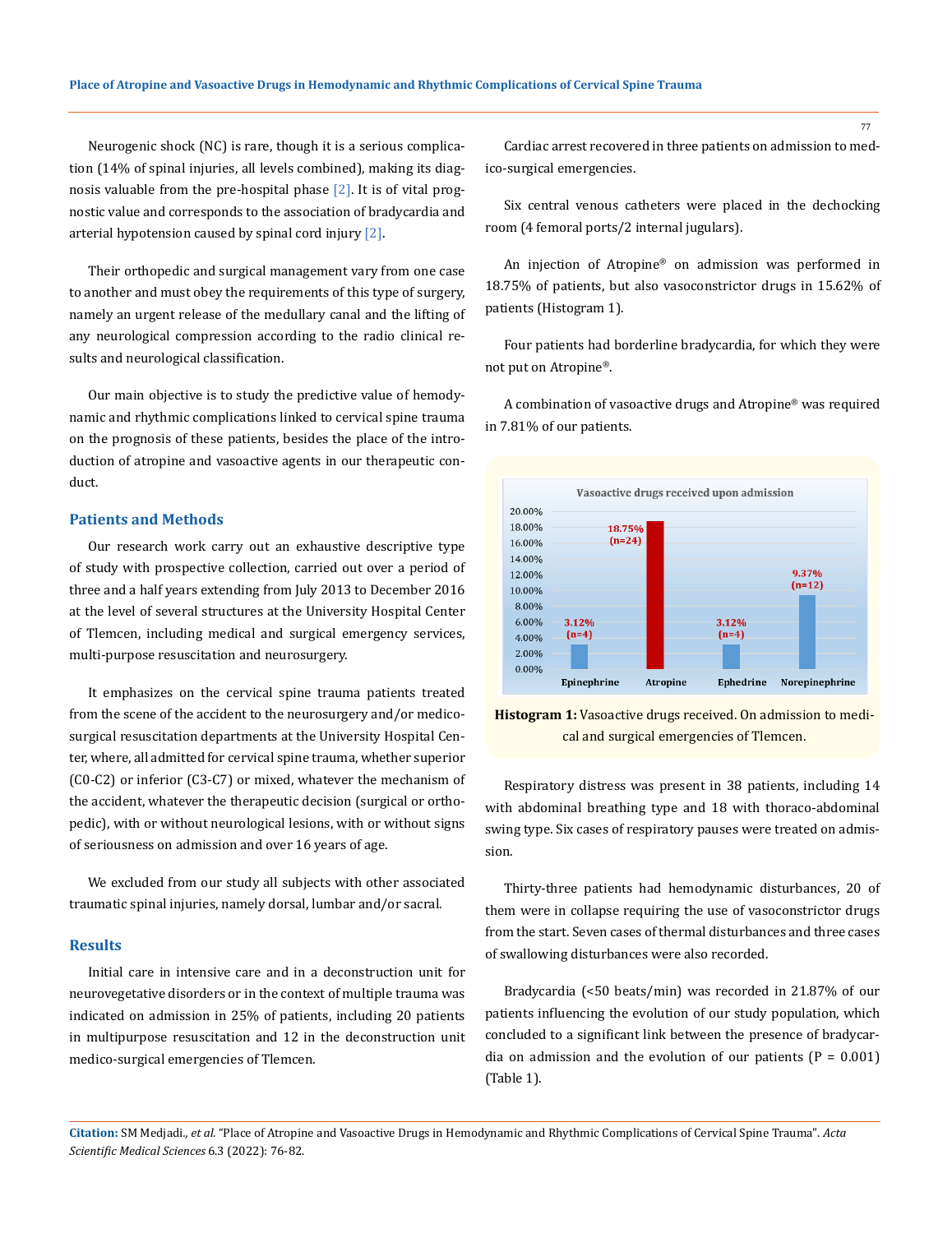Neurogenic shock (NC) is rare, though it is a serious complication (14% of spinal injuries, all levels combined), making its diagnosis valuable from the pre-hospital phase [2]. It is of vital prognostic value and corresponds to the association of bradycardia and arterial hypotension caused by spinal cord injury [2].

Their orthopedic and surgical management vary from one case to another and must obey the requirements of this type of surgery, namely an urgent release of the medullary canal and the lifting of any neurological compression according to the radio clinical results and neurological classification.

Our main objective is to study the predictive value of hemodynamic and rhythmic complications linked to cervical spine trauma on the prognosis of these patients, besides the place of the introduction of atropine and vasoactive agents in our therapeutic conduct.

## Patients and Methods

Our research work carry out an exhaustive descriptive type of study with prospective collection, carried out over a period of three and a half years extending from July 2013 to December 2016 at the level of several structures at the University Hospital Center of Tlemcen, including medical and surgical emergency services, multi-purpose resuscitation and neurosurgery.

It emphasizes on the cervical spine trauma patients treated from the scene of the accident to the neurosurgery and/or medico-surgical resuscitation departments at the University Hospital Center, where, all admitted for cervical spine trauma, whether superior (C0-C2) or inferior (C3-C7) or mixed, whatever the mechanism of the accident, whatever the therapeutic decision (surgical or orthopedic), with or without neurological lesions, with or without signs of seriousness on admission and over 16 years of age.

We excluded from our study all subjects with other associated traumatic spinal injuries, namely dorsal, lumbar and/or sacral.

## Results

Initial care in intensive care and in a deconstruction unit for neurovegetative disorders or in the context of multiple trauma was indicated on admission in 25% of patients, including 20 patients in multipurpose resuscitation and 12 in the deconstruction unit medico-surgical emergencies of Tlemcen.

Cardiac arrest recovered in three patients on admission to medico-surgical emergencies.

Six central venous catheters were placed in the dechocking room (4 femoral ports/2 internal jugulars).

An injection of Atropine® on admission was performed in 18.75% of patients, but also vasoconstrictor drugs in 15.62% of patients (Histogram 1).

Four patients had borderline bradycardia, for which they were not put on Atropine®.

A combination of vasoactive drugs and Atropine® was required in 7.81% of our patients.

**Vasoactive drugs received upon admission**

| Drug | Percentage (n) |
|---|---|
| Epinephrine | 3.12% (n=4) |
| Atropine | 18.75% (n=24) |
| Ephedrine | 3.12% (n=4) |
| Norepinephrine | 9.37% (n=12) |

**Histogram 1:** Vasoactive drugs received. On admission to medical and surgical emergencies of Tlemcen.

Respiratory distress was present in 38 patients, including 14 with abdominal breathing type and 18 with thoraco-abdominal swing type. Six cases of respiratory pauses were treated on admission.

Thirty-three patients had hemodynamic disturbances, 20 of them were in collapse requiring the use of vasoconstrictor drugs from the start. Seven cases of thermal disturbances and three cases of swallowing disturbances were also recorded.

Bradycardia (<50 beats/min) was recorded in 21.87% of our patients influencing the evolution of our study population, which concluded to a significant link between the presence of bradycardia on admission and the evolution of our patients (P = 0.001) (Table 1).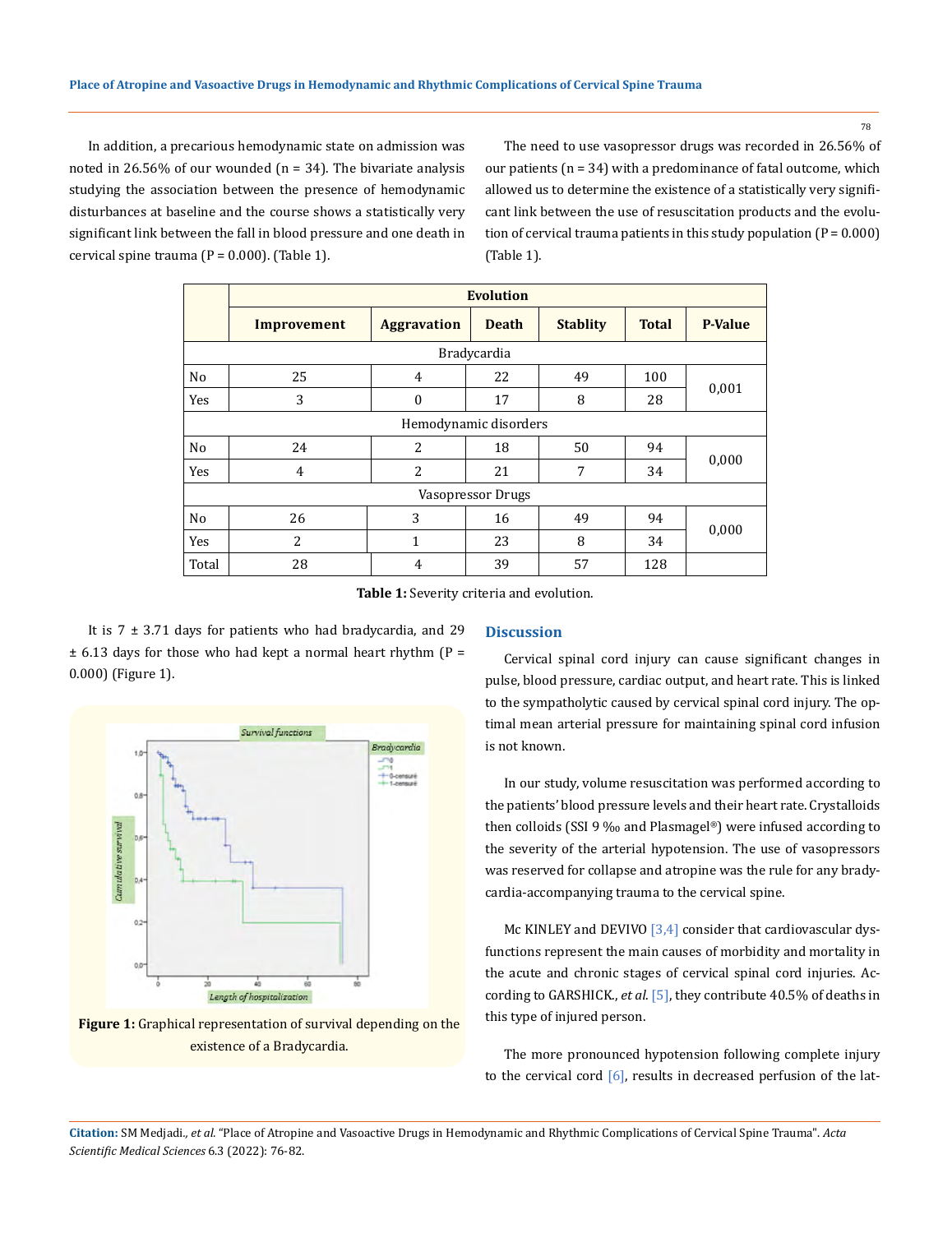In addition, a precarious hemodynamic state on admission was noted in 26.56% of our wounded (n = 34). The bivariate analysis studying the association between the presence of hemodynamic disturbances at baseline and the course shows a statistically very significant link between the fall in blood pressure and one death in cervical spine trauma (P = 0.000). (Table 1).

The need to use vasopressor drugs was recorded in 26.56% of our patients (n = 34) with a predominance of fatal outcome, which allowed us to determine the existence of a statistically very significant link between the use of resuscitation products and the evolution of cervical trauma patients in this study population (P = 0.000) (Table 1).

| | Evolution | | | | | |
|---|---|---|---|---|---|---|
| | Improvement | Aggravation | Death | Stablity | Total | P-Value |
| Bradycardia | | | | | | |
| No | 25 | 4 | 22 | 49 | 100 | 0,001 |
| Yes | 3 | 0 | 17 | 8 | 28 | |
| Hemodynamic disorders | | | | | | |
| No | 24 | 2 | 18 | 50 | 94 | 0,000 |
| Yes | 4 | 2 | 21 | 7 | 34 | |
| Vasopressor Drugs | | | | | | |
| No | 26 | 3 | 16 | 49 | 94 | 0,000 |
| Yes | 2 | 1 | 23 | 8 | 34 | |
| Total | 28 | 4 | 39 | 57 | 128 | |

**Table 1:** Severity criteria and evolution.

It is 7 ± 3.71 days for patients who had bradycardia, and 29 ± 6.13 days for those who had kept a normal heart rhythm (P = 0.000) (Figure 1).

**Figure 1:** Graphical representation of survival depending on the existence of a Bradycardia.

## Discussion

Cervical spinal cord injury can cause significant changes in pulse, blood pressure, cardiac output, and heart rate. This is linked to the sympatholytic caused by cervical spinal cord injury. The optimal mean arterial pressure for maintaining spinal cord infusion is not known.

In our study, volume resuscitation was performed according to the patients' blood pressure levels and their heart rate. Crystalloids then colloids (SSI 9 ‰ and Plasmagel®) were infused according to the severity of the arterial hypotension. The use of vasopressors was reserved for collapse and atropine was the rule for any bradycardia-accompanying trauma to the cervical spine.

Mc KINLEY and DEVIVO [3,4] consider that cardiovascular dysfunctions represent the main causes of morbidity and mortality in the acute and chronic stages of cervical spinal cord injuries. According to GARSHICK., *et al.* [5], they contribute 40.5% of deaths in this type of injured person.

The more pronounced hypotension following complete injury to the cervical cord [6], results in decreased perfusion of the lat-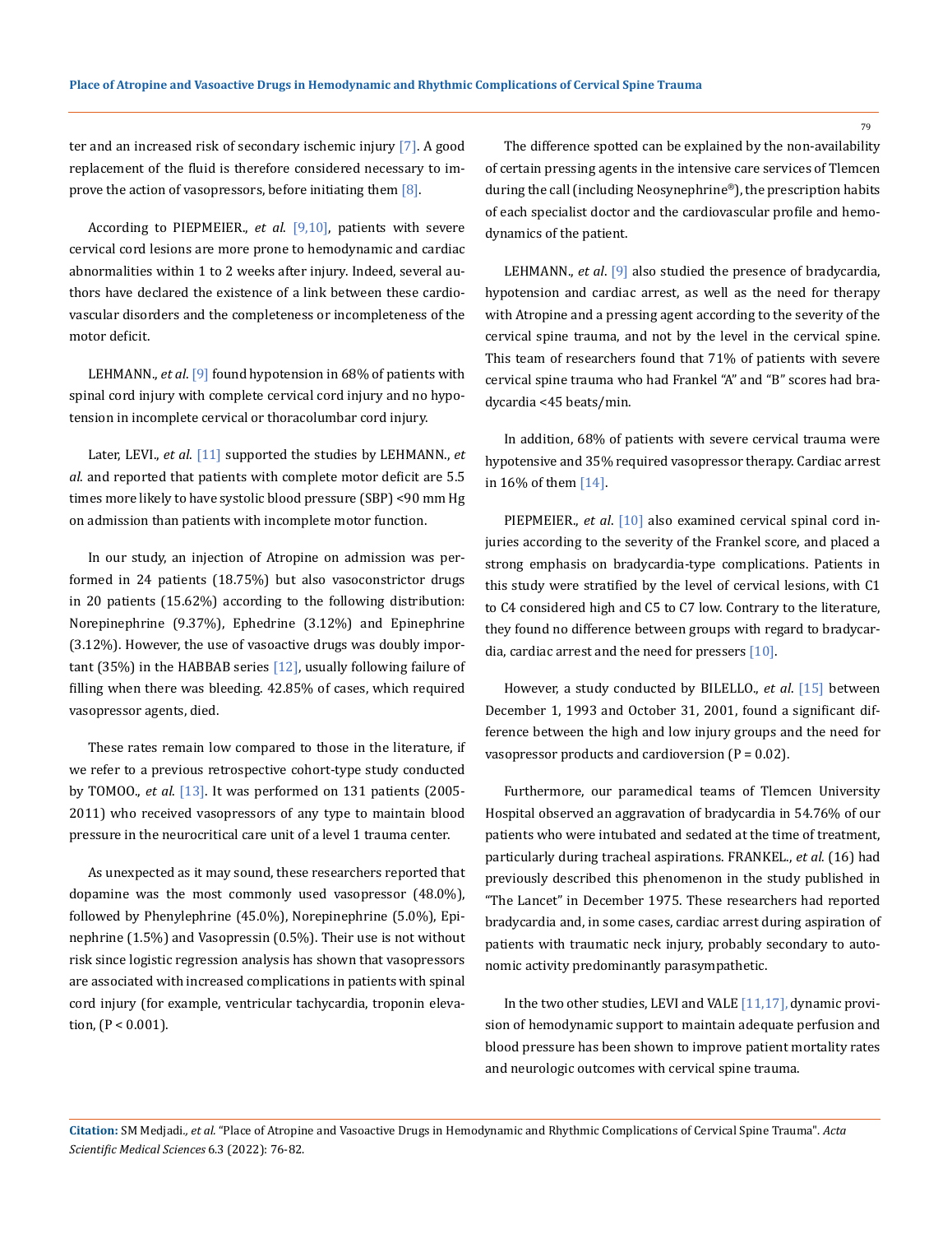ter and an increased risk of secondary ischemic injury [7]. A good replacement of the fluid is therefore considered necessary to improve the action of vasopressors, before initiating them [8].

According to PIEPMEIER., *et al*. [9,10], patients with severe cervical cord lesions are more prone to hemodynamic and cardiac abnormalities within 1 to 2 weeks after injury. Indeed, several authors have declared the existence of a link between these cardiovascular disorders and the completeness or incompleteness of the motor deficit.

LEHMANN., *et al*. [9] found hypotension in 68% of patients with spinal cord injury with complete cervical cord injury and no hypotension in incomplete cervical or thoracolumbar cord injury.

Later, LEVI., *et al*. [11] supported the studies by LEHMANN., *et al*. and reported that patients with complete motor deficit are 5.5 times more likely to have systolic blood pressure (SBP) <90 mm Hg on admission than patients with incomplete motor function.

In our study, an injection of Atropine on admission was performed in 24 patients (18.75%) but also vasoconstrictor drugs in 20 patients (15.62%) according to the following distribution: Norepinephrine (9.37%), Ephedrine (3.12%) and Epinephrine (3.12%). However, the use of vasoactive drugs was doubly important (35%) in the HABBAB series [12], usually following failure of filling when there was bleeding. 42.85% of cases, which required vasopressor agents, died.

These rates remain low compared to those in the literature, if we refer to a previous retrospective cohort-type study conducted by TOMOO., *et al*. [13]. It was performed on 131 patients (2005-2011) who received vasopressors of any type to maintain blood pressure in the neurocritical care unit of a level 1 trauma center.

As unexpected as it may sound, these researchers reported that dopamine was the most commonly used vasopressor (48.0%), followed by Phenylephrine (45.0%), Norepinephrine (5.0%), Epinephrine (1.5%) and Vasopressin (0.5%). Their use is not without risk since logistic regression analysis has shown that vasopressors are associated with increased complications in patients with spinal cord injury (for example, ventricular tachycardia, troponin elevation, ($P < 0.001$).

The difference spotted can be explained by the non-availability of certain pressing agents in the intensive care services of Tlemcen during the call (including Neosynephrine®), the prescription habits of each specialist doctor and the cardiovascular profile and hemodynamics of the patient.

LEHMANN., *et al*. [9] also studied the presence of bradycardia, hypotension and cardiac arrest, as well as the need for therapy with Atropine and a pressing agent according to the severity of the cervical spine trauma, and not by the level in the cervical spine. This team of researchers found that 71% of patients with severe cervical spine trauma who had Frankel "A" and "B" scores had bradycardia <45 beats/min.

In addition, 68% of patients with severe cervical trauma were hypotensive and 35% required vasopressor therapy. Cardiac arrest in 16% of them [14].

PIEPMEIER., *et al*. [10] also examined cervical spinal cord injuries according to the severity of the Frankel score, and placed a strong emphasis on bradycardia-type complications. Patients in this study were stratified by the level of cervical lesions, with C1 to C4 considered high and C5 to C7 low. Contrary to the literature, they found no difference between groups with regard to bradycardia, cardiac arrest and the need for pressers [10].

However, a study conducted by BILELLO., *et al*. [15] between December 1, 1993 and October 31, 2001, found a significant difference between the high and low injury groups and the need for vasopressor products and cardioversion ($P = 0.02$).

Furthermore, our paramedical teams of Tlemcen University Hospital observed an aggravation of bradycardia in 54.76% of our patients who were intubated and sedated at the time of treatment, particularly during tracheal aspirations. FRANKEL., *et al*. (16) had previously described this phenomenon in the study published in "The Lancet" in December 1975. These researchers had reported bradycardia and, in some cases, cardiac arrest during aspiration of patients with traumatic neck injury, probably secondary to autonomic activity predominantly parasympathetic.

In the two other studies, LEVI and VALE [11,17], dynamic provision of hemodynamic support to maintain adequate perfusion and blood pressure has been shown to improve patient mortality rates and neurologic outcomes with cervical spine trauma.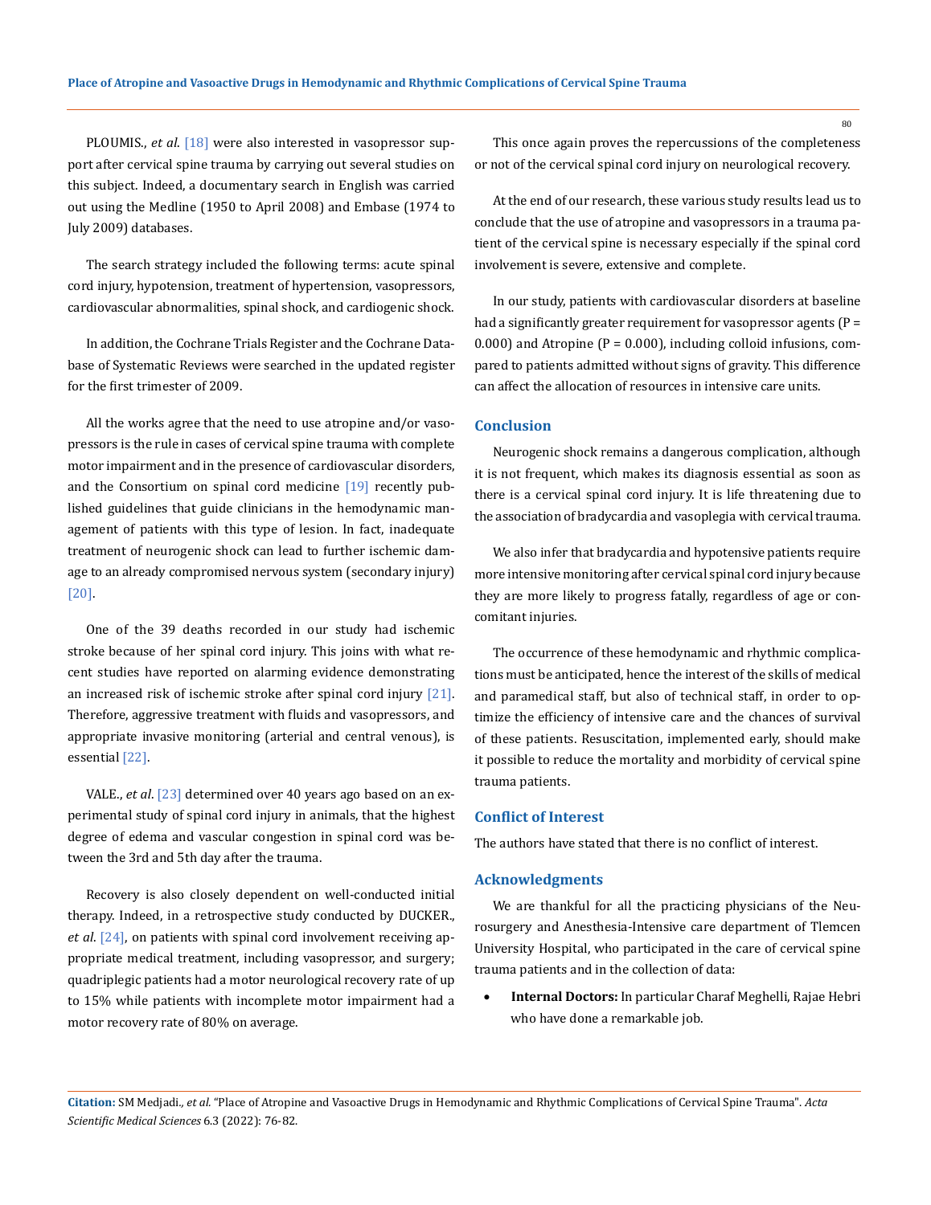PLOUMIS., *et al*. [18] were also interested in vasopressor support after cervical spine trauma by carrying out several studies on this subject. Indeed, a documentary search in English was carried out using the Medline (1950 to April 2008) and Embase (1974 to July 2009) databases.

The search strategy included the following terms: acute spinal cord injury, hypotension, treatment of hypertension, vasopressors, cardiovascular abnormalities, spinal shock, and cardiogenic shock.

In addition, the Cochrane Trials Register and the Cochrane Database of Systematic Reviews were searched in the updated register for the first trimester of 2009.

All the works agree that the need to use atropine and/or vasopressors is the rule in cases of cervical spine trauma with complete motor impairment and in the presence of cardiovascular disorders, and the Consortium on spinal cord medicine [19] recently published guidelines that guide clinicians in the hemodynamic management of patients with this type of lesion. In fact, inadequate treatment of neurogenic shock can lead to further ischemic damage to an already compromised nervous system (secondary injury) [20].

One of the 39 deaths recorded in our study had ischemic stroke because of her spinal cord injury. This joins with what recent studies have reported on alarming evidence demonstrating an increased risk of ischemic stroke after spinal cord injury [21]. Therefore, aggressive treatment with fluids and vasopressors, and appropriate invasive monitoring (arterial and central venous), is essential [22].

VALE., *et al*. [23] determined over 40 years ago based on an experimental study of spinal cord injury in animals, that the highest degree of edema and vascular congestion in spinal cord was between the 3rd and 5th day after the trauma.

Recovery is also closely dependent on well-conducted initial therapy. Indeed, in a retrospective study conducted by DUCKER., *et al*. [24], on patients with spinal cord involvement receiving appropriate medical treatment, including vasopressor, and surgery; quadriplegic patients had a motor neurological recovery rate of up to 15% while patients with incomplete motor impairment had a motor recovery rate of 80% on average.

This once again proves the repercussions of the completeness or not of the cervical spinal cord injury on neurological recovery.

At the end of our research, these various study results lead us to conclude that the use of atropine and vasopressors in a trauma patient of the cervical spine is necessary especially if the spinal cord involvement is severe, extensive and complete.

In our study, patients with cardiovascular disorders at baseline had a significantly greater requirement for vasopressor agents ($P = 0.000$) and Atropine ($P = 0.000$), including colloid infusions, compared to patients admitted without signs of gravity. This difference can affect the allocation of resources in intensive care units.

## Conclusion

Neurogenic shock remains a dangerous complication, although it is not frequent, which makes its diagnosis essential as soon as there is a cervical spinal cord injury. It is life threatening due to the association of bradycardia and vasoplegia with cervical trauma.

We also infer that bradycardia and hypotensive patients require more intensive monitoring after cervical spinal cord injury because they are more likely to progress fatally, regardless of age or concomitant injuries.

The occurrence of these hemodynamic and rhythmic complications must be anticipated, hence the interest of the skills of medical and paramedical staff, but also of technical staff, in order to optimize the efficiency of intensive care and the chances of survival of these patients. Resuscitation, implemented early, should make it possible to reduce the mortality and morbidity of cervical spine trauma patients.

## Conflict of Interest

The authors have stated that there is no conflict of interest.

## Acknowledgments

We are thankful for all the practicing physicians of the Neurosurgery and Anesthesia-Intensive care department of Tlemcen University Hospital, who participated in the care of cervical spine trauma patients and in the collection of data:

- **Internal Doctors:** In particular Charaf Meghelli, Rajae Hebri who have done a remarkable job.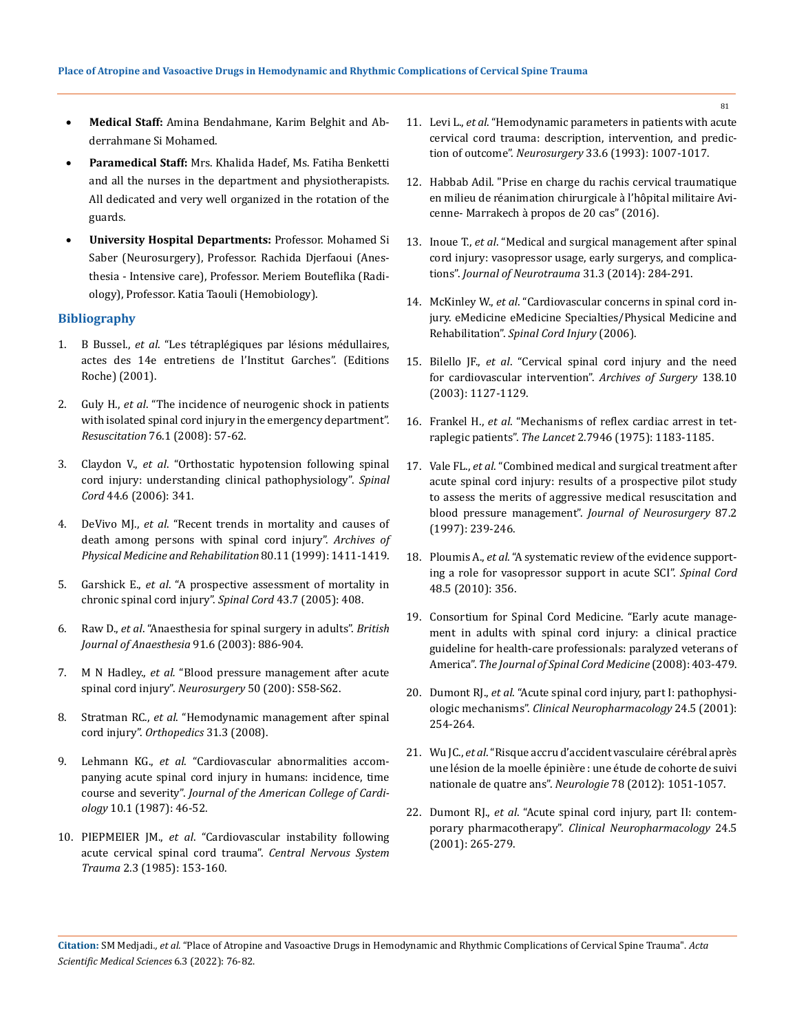- **Medical Staff:** Amina Bendahmane, Karim Belghit and Abderrahmane Si Mohamed.
- **Paramedical Staff:** Mrs. Khalida Hadef, Ms. Fatiha Benketti and all the nurses in the department and physiotherapists. All dedicated and very well organized in the rotation of the guards.
- **University Hospital Departments:** Professor. Mohamed Si Saber (Neurosurgery), Professor. Rachida Djerfaoui (Anesthesia - Intensive care), Professor. Meriem Bouteflika (Radiology), Professor. Katia Taouli (Hemobiology).

## Bibliography

1. B Bussel., *et al*. "Les tétraplégiques par lésions médullaires, actes des 14e entretiens de l'Institut Garches". (Editions Roche) (2001).
2. Guly H., *et al*. "The incidence of neurogenic shock in patients with isolated spinal cord injury in the emergency department". *Resuscitation* 76.1 (2008): 57-62.
3. Claydon V., *et al*. "Orthostatic hypotension following spinal cord injury: understanding clinical pathophysiology". *Spinal Cord* 44.6 (2006): 341.
4. DeVivo MJ., *et al*. "Recent trends in mortality and causes of death among persons with spinal cord injury". *Archives of Physical Medicine and Rehabilitation* 80.11 (1999): 1411-1419.
5. Garshick E., *et al*. "A prospective assessment of mortality in chronic spinal cord injury". *Spinal Cord* 43.7 (2005): 408.
6. Raw D., *et al*. "Anaesthesia for spinal surgery in adults". *British Journal of Anaesthesia* 91.6 (2003): 886-904.
7. M N Hadley., *et al.* "Blood pressure management after acute spinal cord injury". *Neurosurgery* 50 (200): S58-S62.
8. Stratman RC., *et al*. "Hemodynamic management after spinal cord injury". *Orthopedics* 31.3 (2008).
9. Lehmann KG., *et al.* "Cardiovascular abnormalities accompanying acute spinal cord injury in humans: incidence, time course and severity". *Journal of the American College of Cardiology* 10.1 (1987): 46-52.
10. PIEPMEIER JM., *et al*. "Cardiovascular instability following acute cervical spinal cord trauma". *Central Nervous System Trauma* 2.3 (1985): 153-160.
11. Levi L., *et al*. "Hemodynamic parameters in patients with acute cervical cord trauma: description, intervention, and prediction of outcome". *Neurosurgery* 33.6 (1993): 1007-1017.
12. Habbab Adil. "Prise en charge du rachis cervical traumatique en milieu de réanimation chirurgicale à l'hôpital militaire Avicenne- Marrakech à propos de 20 cas" (2016).
13. Inoue T., *et al*. "Medical and surgical management after spinal cord injury: vasopressor usage, early surgerys, and complications". *Journal of Neurotrauma* 31.3 (2014): 284-291.
14. McKinley W., *et al*. "Cardiovascular concerns in spinal cord injury. eMedicine eMedicine Specialties/Physical Medicine and Rehabilitation". *Spinal Cord Injury* (2006).
15. Bilello JF., *et al*. "Cervical spinal cord injury and the need for cardiovascular intervention". *Archives of Surgery* 138.10 (2003): 1127-1129.
16. Frankel H., *et al.* "Mechanisms of reflex cardiac arrest in tetraplegic patients". *The Lancet* 2.7946 (1975): 1183-1185.
17. Vale FL., *et al*. "Combined medical and surgical treatment after acute spinal cord injury: results of a prospective pilot study to assess the merits of aggressive medical resuscitation and blood pressure management". *Journal of Neurosurgery* 87.2 (1997): 239-246.
18. Ploumis A., *et al*. "A systematic review of the evidence supporting a role for vasopressor support in acute SCI". *Spinal Cord* 48.5 (2010): 356.
19. Consortium for Spinal Cord Medicine. "Early acute management in adults with spinal cord injury: a clinical practice guideline for health-care professionals: paralyzed veterans of America". *The Journal of Spinal Cord Medicine* (2008): 403-479.
20. Dumont RJ., *et al*. "Acute spinal cord injury, part I: pathophysiologic mechanisms". *Clinical Neuropharmacology* 24.5 (2001): 254-264.
21. Wu JC., *et al*. "Risque accru d'accident vasculaire cérébral après une lésion de la moelle épinière : une étude de cohorte de suivi nationale de quatre ans". *Neurologie* 78 (2012): 1051-1057.
22. Dumont RJ., *et al*. "Acute spinal cord injury, part II: contemporary pharmacotherapy". *Clinical Neuropharmacology* 24.5 (2001): 265-279.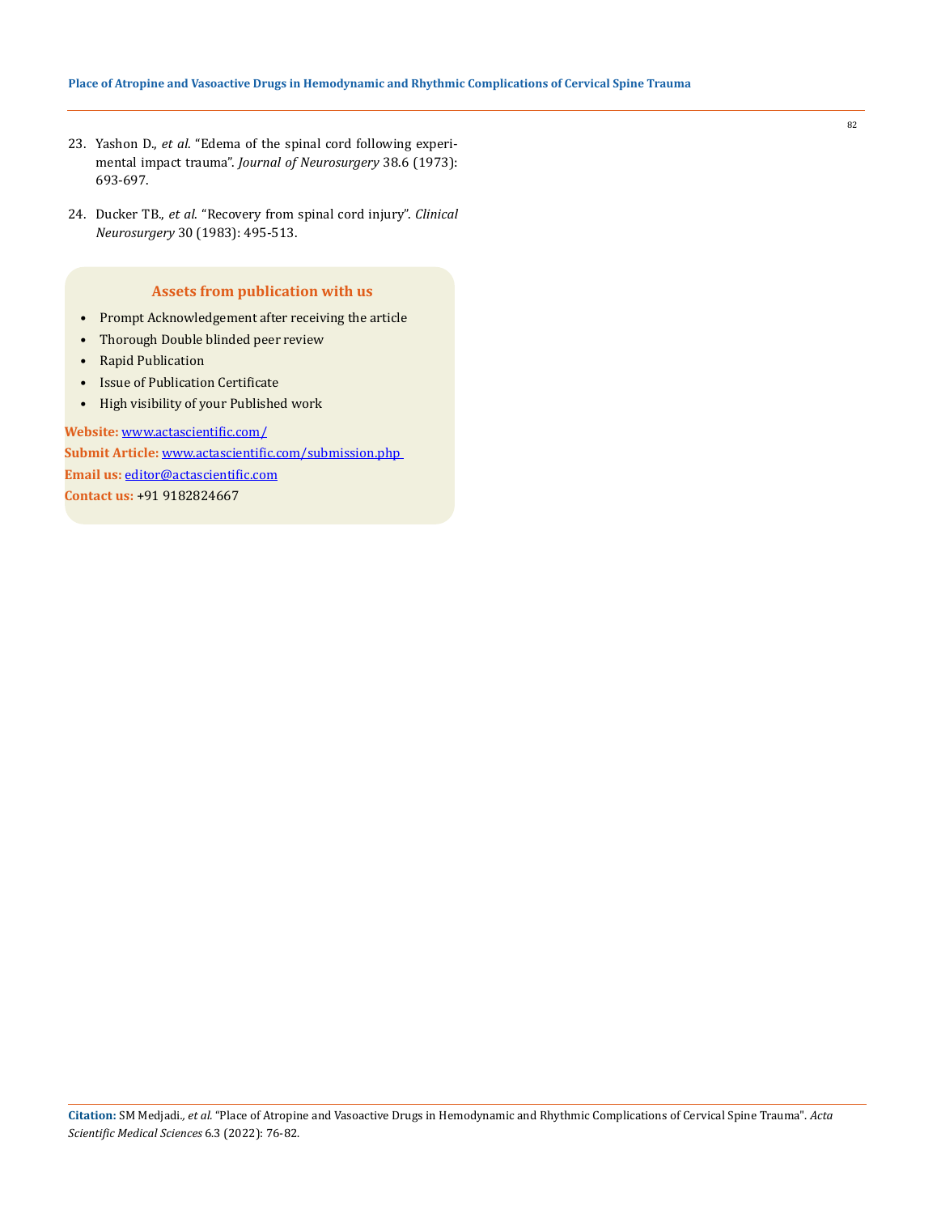23. Yashon D., *et al*. “Edema of the spinal cord following experimental impact trauma”. *Journal of Neurosurgery* 38.6 (1973): 693-697.

24. Ducker TB., *et al*. “Recovery from spinal cord injury”. *Clinical Neurosurgery* 30 (1983): 495-513.

### Assets from publication with us

- Prompt Acknowledgement after receiving the article
- Thorough Double blinded peer review
- Rapid Publication
- Issue of Publication Certificate
- High visibility of your Published work

**Website:** www.actascientific.com/

**Submit Article:** www.actascientific.com/submission.php

**Email us:** editor@actascientific.com

**Contact us:** +91 9182824667